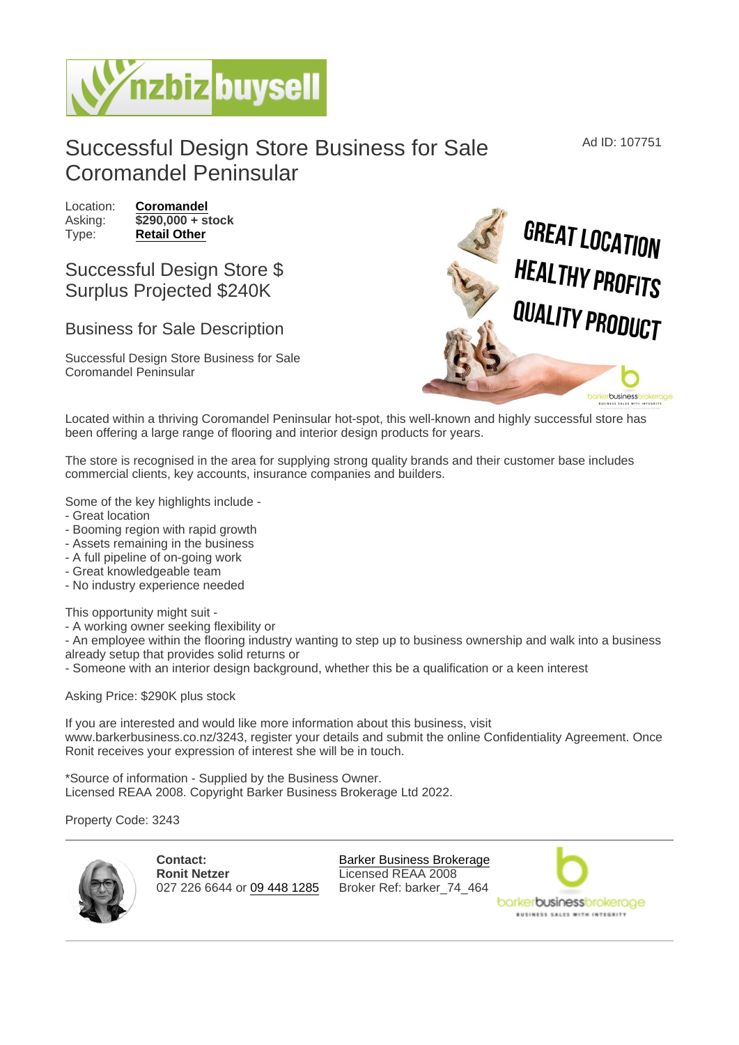# Successful Design Store Business for Sale Coromandel Peninsular

Ad ID: 107751

Location: **Coromandel**
Asking: **$290,000 + stock**
Type: **Retail Other**

## Successful Design Store $ Surplus Projected $240K

## Business for Sale Description

Successful Design Store Business for Sale
Coromandel Peninsular

Located within a thriving Coromandel Peninsular hot-spot, this well-known and highly successful store has been offering a large range of flooring and interior design products for years.

The store is recognised in the area for supplying strong quality brands and their customer base includes commercial clients, key accounts, insurance companies and builders.

Some of the key highlights include -
- Great location
- Booming region with rapid growth
- Assets remaining in the business
- A full pipeline of on-going work
- Great knowledgeable team
- No industry experience needed

This opportunity might suit -
- A working owner seeking flexibility or
- An employee within the flooring industry wanting to step up to business ownership and walk into a business already setup that provides solid returns or
- Someone with an interior design background, whether this be a qualification or a keen interest

Asking Price: $290K plus stock

If you are interested and would like more information about this business, visit www.barkerbusiness.co.nz/3243, register your details and submit the online Confidentiality Agreement. Once Ronit receives your expression of interest she will be in touch.

*Source of information - Supplied by the Business Owner.
Licensed REAA 2008. Copyright Barker Business Brokerage Ltd 2022.

Property Code: 3243

**Contact:**
**Ronit Netzer**
027 226 6644 or 09 448 1285

Barker Business Brokerage
Licensed REAA 2008
Broker Ref: barker_74_464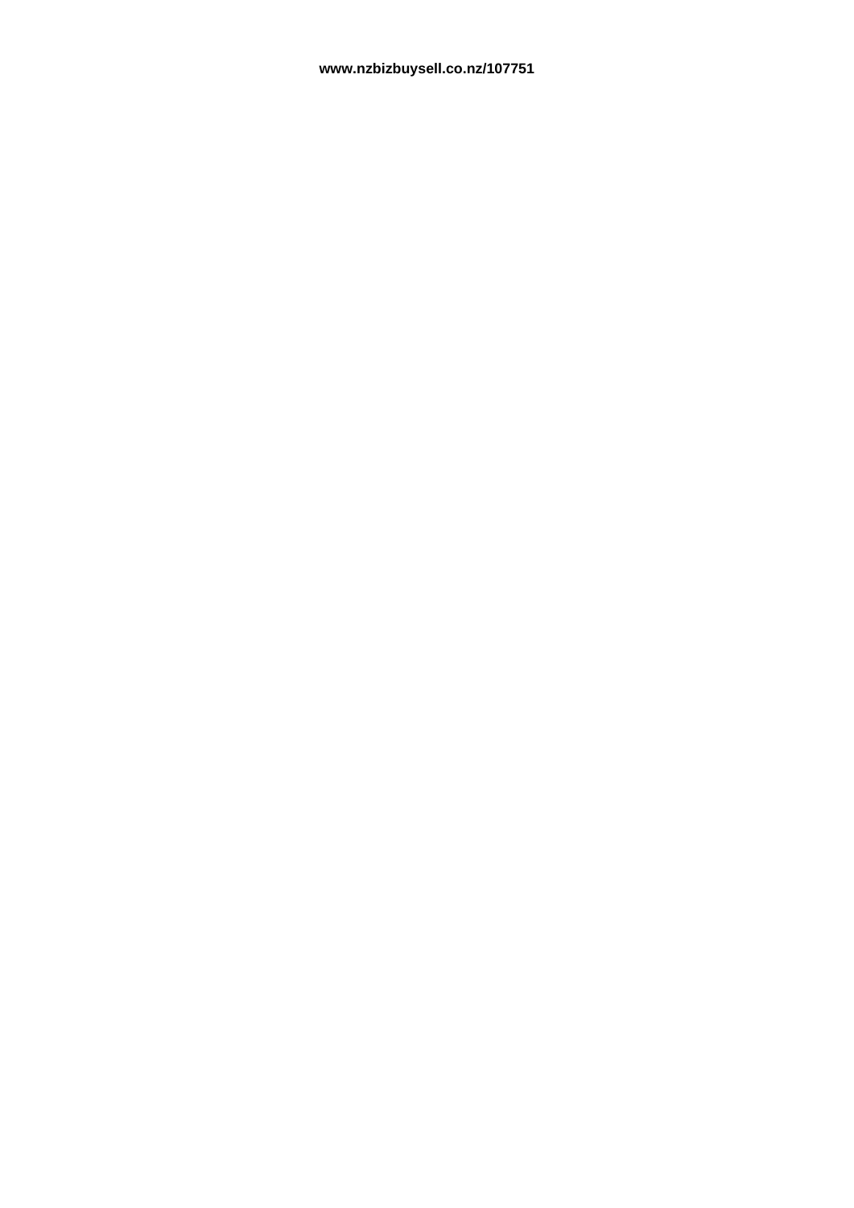www.nzbizbuysell.co.nz/107751